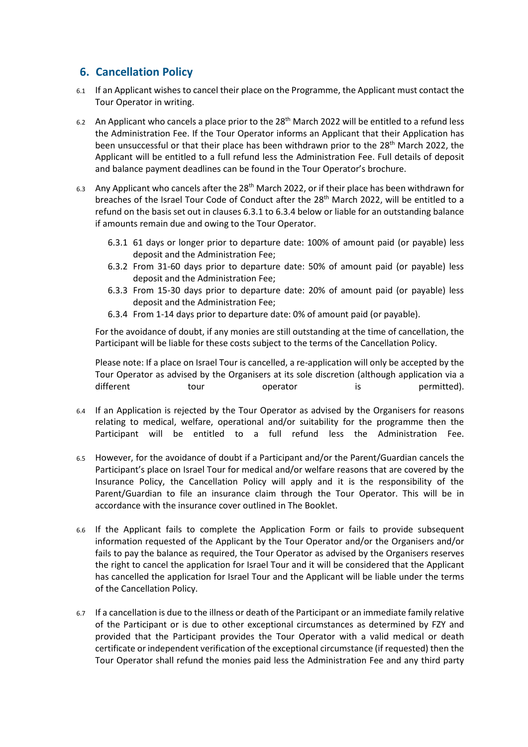## 6. Cancellation Policy

6.1 If an Applicant wishes to cancel their place on the Programme, the Applicant must contact the Tour Operator in writing.

6.2 An Applicant who cancels a place prior to the 28th March 2022 will be entitled to a refund less the Administration Fee. If the Tour Operator informs an Applicant that their Application has been unsuccessful or that their place has been withdrawn prior to the 28th March 2022, the Applicant will be entitled to a full refund less the Administration Fee. Full details of deposit and balance payment deadlines can be found in the Tour Operator's brochure.

6.3 Any Applicant who cancels after the 28th March 2022, or if their place has been withdrawn for breaches of the Israel Tour Code of Conduct after the 28th March 2022, will be entitled to a refund on the basis set out in clauses 6.3.1 to 6.3.4 below or liable for an outstanding balance if amounts remain due and owing to the Tour Operator.

- 6.3.1 61 days or longer prior to departure date: 100% of amount paid (or payable) less deposit and the Administration Fee;
- 6.3.2 From 31-60 days prior to departure date: 50% of amount paid (or payable) less deposit and the Administration Fee;
- 6.3.3 From 15-30 days prior to departure date: 20% of amount paid (or payable) less deposit and the Administration Fee;
- 6.3.4 From 1-14 days prior to departure date: 0% of amount paid (or payable).

For the avoidance of doubt, if any monies are still outstanding at the time of cancellation, the Participant will be liable for these costs subject to the terms of the Cancellation Policy.

Please note: If a place on Israel Tour is cancelled, a re-application will only be accepted by the Tour Operator as advised by the Organisers at its sole discretion (although application via a different tour operator is permitted).

6.4 If an Application is rejected by the Tour Operator as advised by the Organisers for reasons relating to medical, welfare, operational and/or suitability for the programme then the Participant will be entitled to a full refund less the Administration Fee.

6.5 However, for the avoidance of doubt if a Participant and/or the Parent/Guardian cancels the Participant's place on Israel Tour for medical and/or welfare reasons that are covered by the Insurance Policy, the Cancellation Policy will apply and it is the responsibility of the Parent/Guardian to file an insurance claim through the Tour Operator. This will be in accordance with the insurance cover outlined in The Booklet.

6.6 If the Applicant fails to complete the Application Form or fails to provide subsequent information requested of the Applicant by the Tour Operator and/or the Organisers and/or fails to pay the balance as required, the Tour Operator as advised by the Organisers reserves the right to cancel the application for Israel Tour and it will be considered that the Applicant has cancelled the application for Israel Tour and the Applicant will be liable under the terms of the Cancellation Policy.

6.7 If a cancellation is due to the illness or death of the Participant or an immediate family relative of the Participant or is due to other exceptional circumstances as determined by FZY and provided that the Participant provides the Tour Operator with a valid medical or death certificate or independent verification of the exceptional circumstance (if requested) then the Tour Operator shall refund the monies paid less the Administration Fee and any third party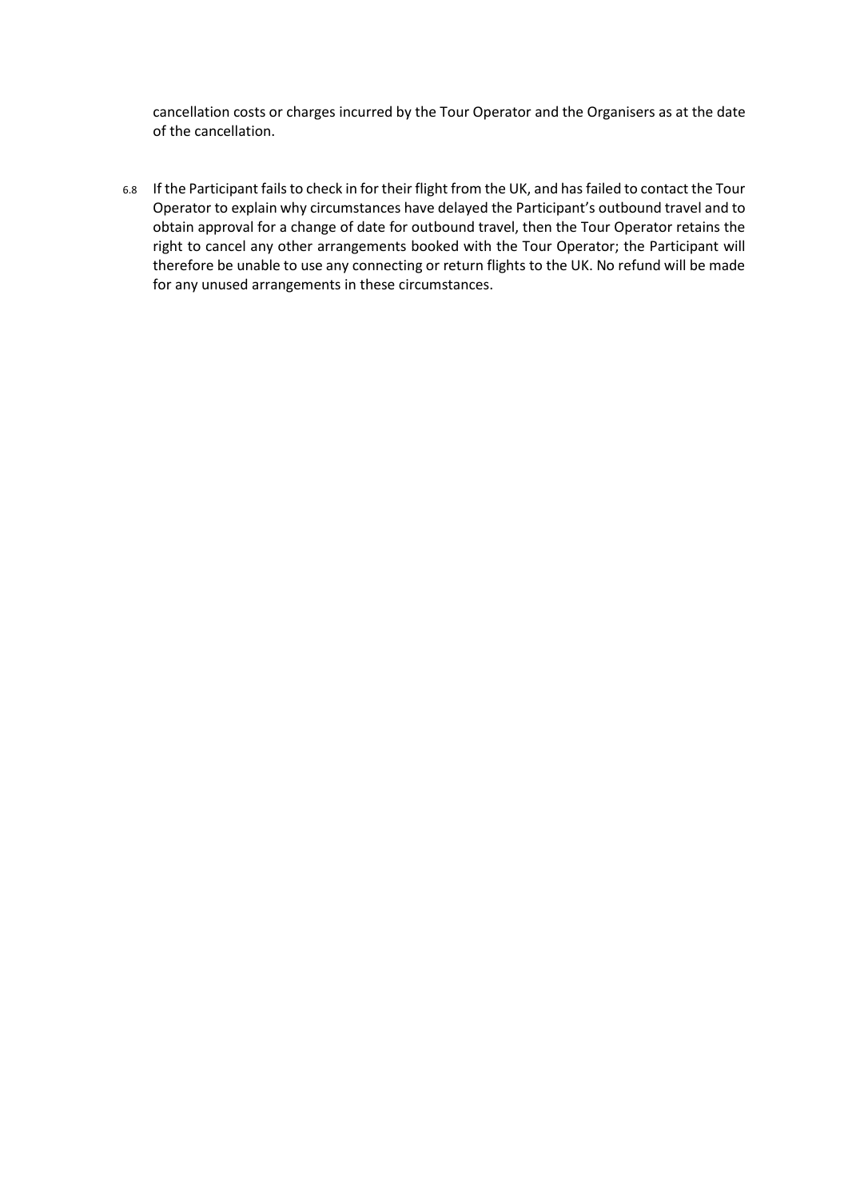cancellation costs or charges incurred by the Tour Operator and the Organisers as at the date of the cancellation.

6.8 If the Participant fails to check in for their flight from the UK, and has failed to contact the Tour Operator to explain why circumstances have delayed the Participant's outbound travel and to obtain approval for a change of date for outbound travel, then the Tour Operator retains the right to cancel any other arrangements booked with the Tour Operator; the Participant will therefore be unable to use any connecting or return flights to the UK. No refund will be made for any unused arrangements in these circumstances.